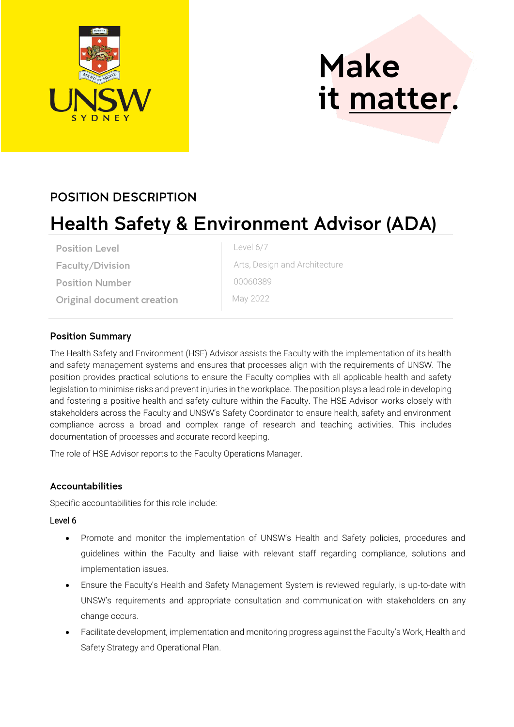Make it matter.

## POSITION DESCRIPTION

# Health Safety & Environment Advisor (ADA)

| | |
|---|---|
| Position Level | Level 6/7 |
| Faculty/Division | Arts, Design and Architecture |
| Position Number | 00060389 |
| Original document creation | May 2022 |

### Position Summary

The Health Safety and Environment (HSE) Advisor assists the Faculty with the implementation of its health and safety management systems and ensures that processes align with the requirements of UNSW. The position provides practical solutions to ensure the Faculty complies with all applicable health and safety legislation to minimise risks and prevent injuries in the workplace. The position plays a lead role in developing and fostering a positive health and safety culture within the Faculty. The HSE Advisor works closely with stakeholders across the Faculty and UNSW's Safety Coordinator to ensure health, safety and environment compliance across a broad and complex range of research and teaching activities. This includes documentation of processes and accurate record keeping.

The role of HSE Advisor reports to the Faculty Operations Manager.

### Accountabilities

Specific accountabilities for this role include:

Level 6

- Promote and monitor the implementation of UNSW's Health and Safety policies, procedures and guidelines within the Faculty and liaise with relevant staff regarding compliance, solutions and implementation issues.
- Ensure the Faculty's Health and Safety Management System is reviewed regularly, is up-to-date with UNSW's requirements and appropriate consultation and communication with stakeholders on any change occurs.
- Facilitate development, implementation and monitoring progress against the Faculty's Work, Health and Safety Strategy and Operational Plan.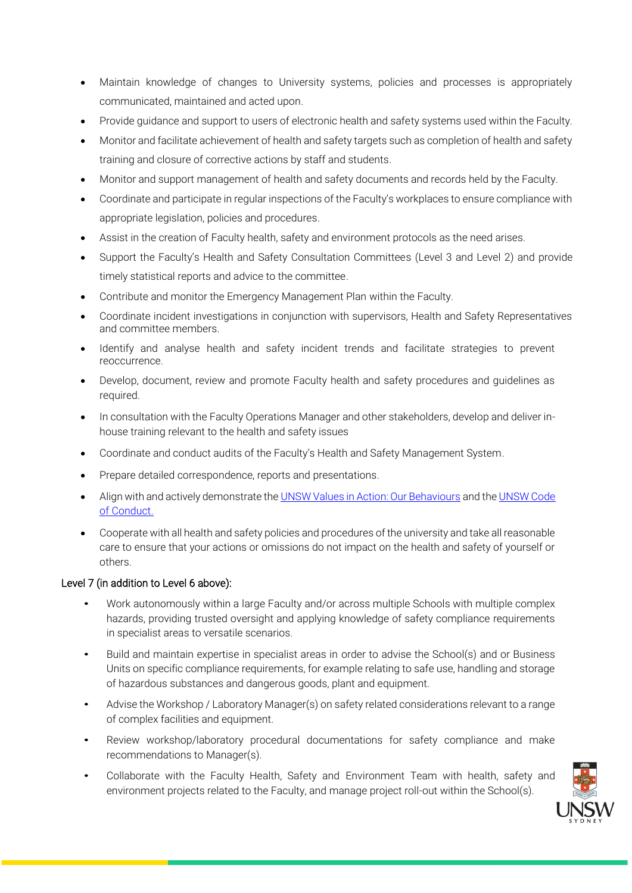- Maintain knowledge of changes to University systems, policies and processes is appropriately communicated, maintained and acted upon.
- Provide guidance and support to users of electronic health and safety systems used within the Faculty.
- Monitor and facilitate achievement of health and safety targets such as completion of health and safety training and closure of corrective actions by staff and students.
- Monitor and support management of health and safety documents and records held by the Faculty.
- Coordinate and participate in regular inspections of the Faculty's workplaces to ensure compliance with appropriate legislation, policies and procedures.
- Assist in the creation of Faculty health, safety and environment protocols as the need arises.
- Support the Faculty's Health and Safety Consultation Committees (Level 3 and Level 2) and provide timely statistical reports and advice to the committee.
- Contribute and monitor the Emergency Management Plan within the Faculty.
- Coordinate incident investigations in conjunction with supervisors, Health and Safety Representatives and committee members.
- Identify and analyse health and safety incident trends and facilitate strategies to prevent reoccurrence.
- Develop, document, review and promote Faculty health and safety procedures and guidelines as required.
- In consultation with the Faculty Operations Manager and other stakeholders, develop and deliver in-house training relevant to the health and safety issues
- Coordinate and conduct audits of the Faculty's Health and Safety Management System.
- Prepare detailed correspondence, reports and presentations.
- Align with and actively demonstrate the UNSW Values in Action: Our Behaviours and the UNSW Code of Conduct.
- Cooperate with all health and safety policies and procedures of the university and take all reasonable care to ensure that your actions or omissions do not impact on the health and safety of yourself or others.

Level 7 (in addition to Level 6 above):

- Work autonomously within a large Faculty and/or across multiple Schools with multiple complex hazards, providing trusted oversight and applying knowledge of safety compliance requirements in specialist areas to versatile scenarios.
- Build and maintain expertise in specialist areas in order to advise the School(s) and or Business Units on specific compliance requirements, for example relating to safe use, handling and storage of hazardous substances and dangerous goods, plant and equipment.
- Advise the Workshop / Laboratory Manager(s) on safety related considerations relevant to a range of complex facilities and equipment.
- Review workshop/laboratory procedural documentations for safety compliance and make recommendations to Manager(s).
- Collaborate with the Faculty Health, Safety and Environment Team with health, safety and environment projects related to the Faculty, and manage project roll-out within the School(s).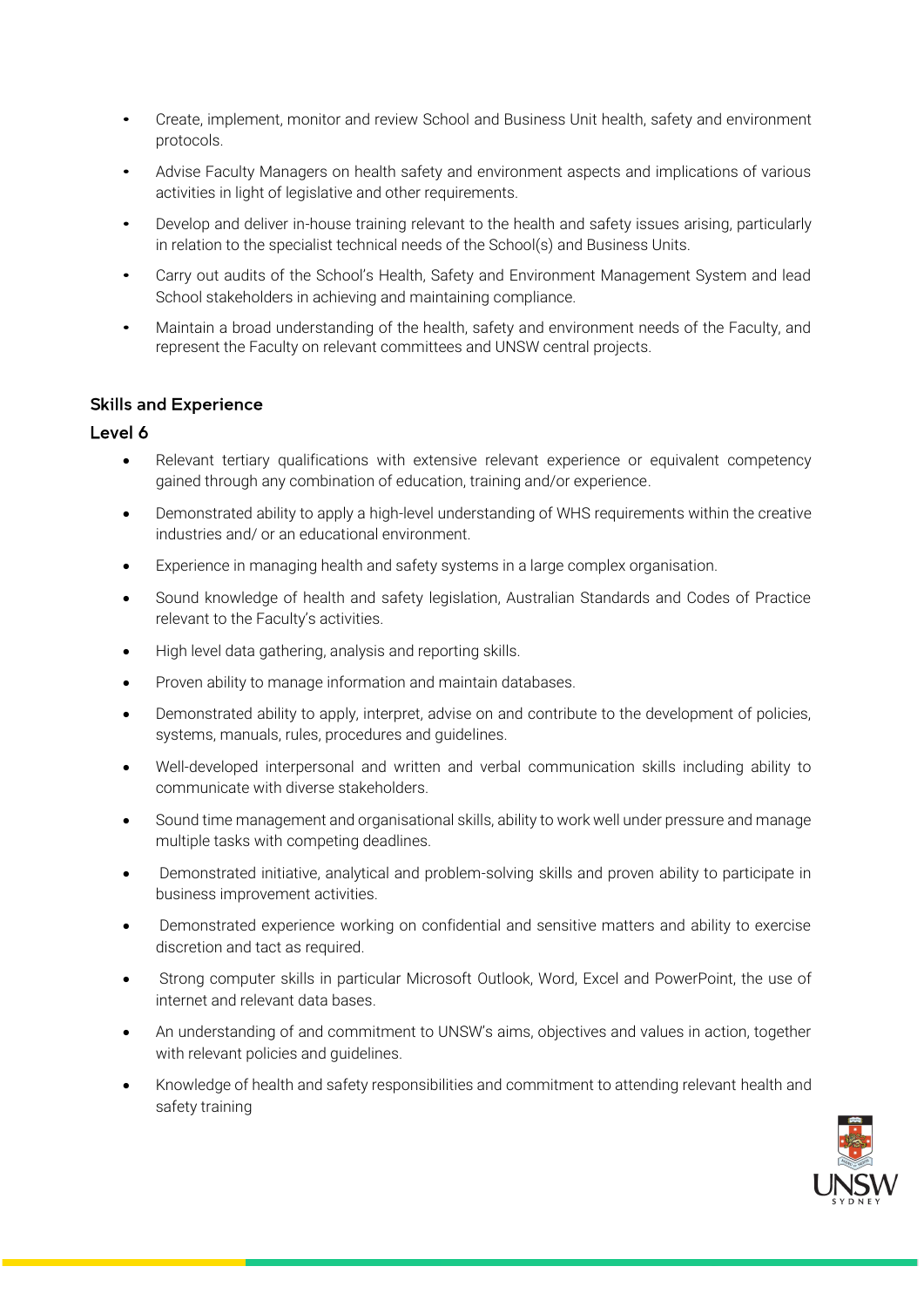- Create, implement, monitor and review School and Business Unit health, safety and environment protocols.
- Advise Faculty Managers on health safety and environment aspects and implications of various activities in light of legislative and other requirements.
- Develop and deliver in-house training relevant to the health and safety issues arising, particularly in relation to the specialist technical needs of the School(s) and Business Units.
- Carry out audits of the School's Health, Safety and Environment Management System and lead School stakeholders in achieving and maintaining compliance.
- Maintain a broad understanding of the health, safety and environment needs of the Faculty, and represent the Faculty on relevant committees and UNSW central projects.

## Skills and Experience

### Level 6

- Relevant tertiary qualifications with extensive relevant experience or equivalent competency gained through any combination of education, training and/or experience.
- Demonstrated ability to apply a high-level understanding of WHS requirements within the creative industries and/ or an educational environment.
- Experience in managing health and safety systems in a large complex organisation.
- Sound knowledge of health and safety legislation, Australian Standards and Codes of Practice relevant to the Faculty's activities.
- High level data gathering, analysis and reporting skills.
- Proven ability to manage information and maintain databases.
- Demonstrated ability to apply, interpret, advise on and contribute to the development of policies, systems, manuals, rules, procedures and guidelines.
- Well-developed interpersonal and written and verbal communication skills including ability to communicate with diverse stakeholders.
- Sound time management and organisational skills, ability to work well under pressure and manage multiple tasks with competing deadlines.
- Demonstrated initiative, analytical and problem-solving skills and proven ability to participate in business improvement activities.
- Demonstrated experience working on confidential and sensitive matters and ability to exercise discretion and tact as required.
- Strong computer skills in particular Microsoft Outlook, Word, Excel and PowerPoint, the use of internet and relevant data bases.
- An understanding of and commitment to UNSW's aims, objectives and values in action, together with relevant policies and guidelines.
- Knowledge of health and safety responsibilities and commitment to attending relevant health and safety training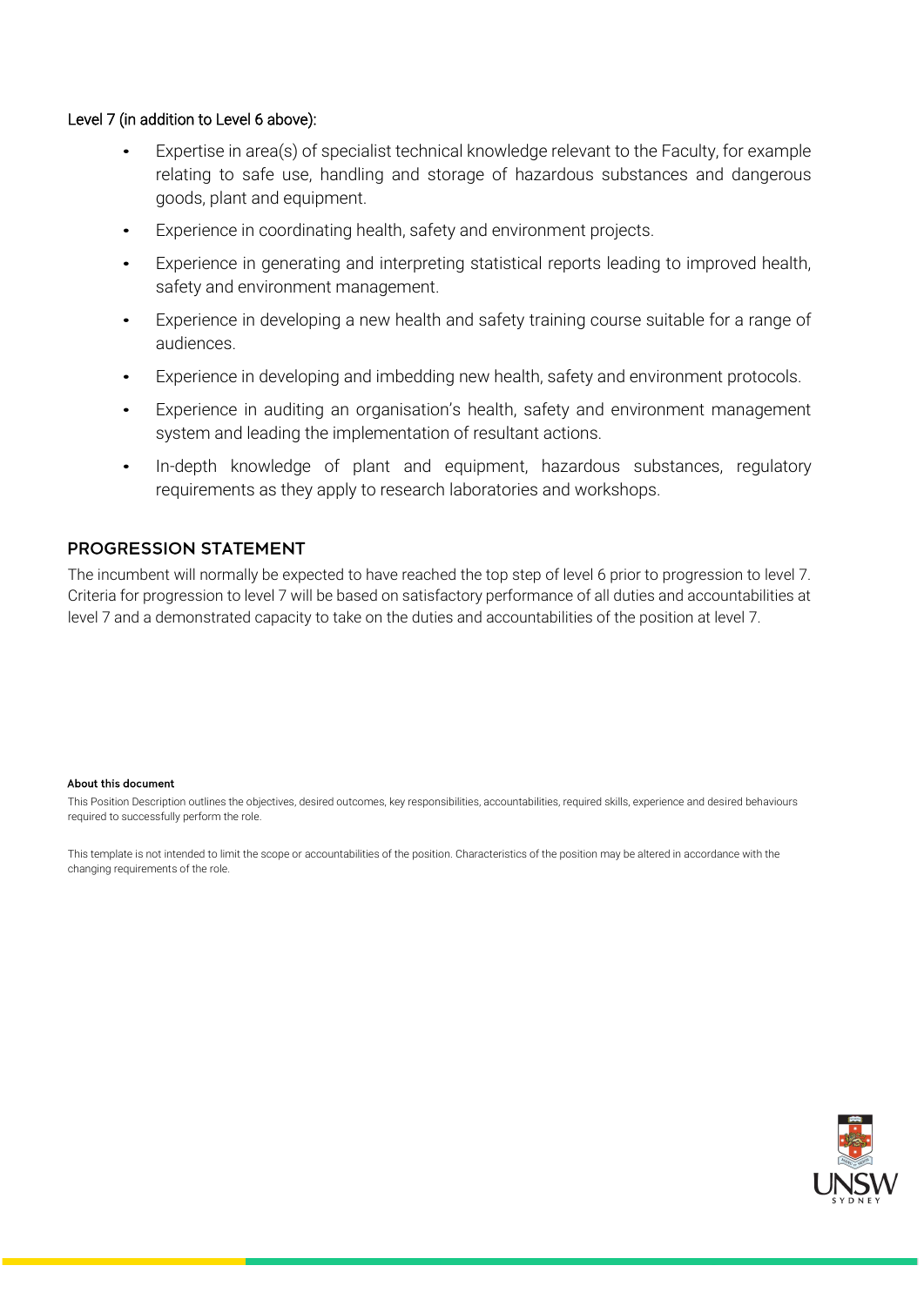Level 7 (in addition to Level 6 above):

- Expertise in area(s) of specialist technical knowledge relevant to the Faculty, for example relating to safe use, handling and storage of hazardous substances and dangerous goods, plant and equipment.
- Experience in coordinating health, safety and environment projects.
- Experience in generating and interpreting statistical reports leading to improved health, safety and environment management.
- Experience in developing a new health and safety training course suitable for a range of audiences.
- Experience in developing and imbedding new health, safety and environment protocols.
- Experience in auditing an organisation's health, safety and environment management system and leading the implementation of resultant actions.
- In-depth knowledge of plant and equipment, hazardous substances, regulatory requirements as they apply to research laboratories and workshops.

## PROGRESSION STATEMENT

The incumbent will normally be expected to have reached the top step of level 6 prior to progression to level 7. Criteria for progression to level 7 will be based on satisfactory performance of all duties and accountabilities at level 7 and a demonstrated capacity to take on the duties and accountabilities of the position at level 7.

**About this document**

This Position Description outlines the objectives, desired outcomes, key responsibilities, accountabilities, required skills, experience and desired behaviours required to successfully perform the role.

This template is not intended to limit the scope or accountabilities of the position. Characteristics of the position may be altered in accordance with the changing requirements of the role.